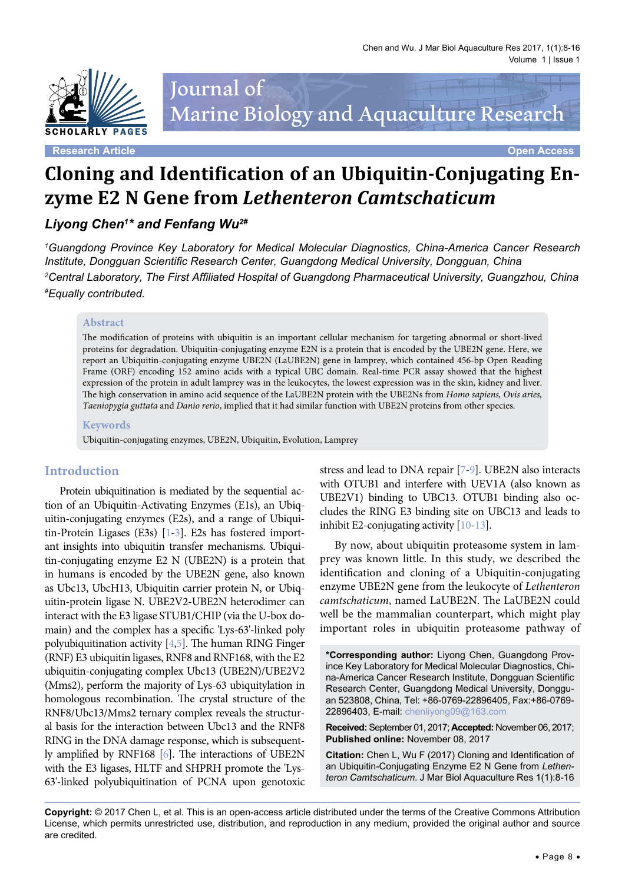Research Article Open Access

# Cloning and Identification of an Ubiquitin-Conjugating Enzyme E2 N Gene from *Lethenteron Camtschaticum*

***Liyong Chen[1]* and Fenfang Wu[2#]***

*[1]Guangdong Province Key Laboratory for Medical Molecular Diagnostics, China-America Cancer Research Institute, Dongguan Scientific Research Center, Guangdong Medical University, Dongguan, China*

*[2]Central Laboratory, The First Affiliated Hospital of Guangdong Pharmaceutical University, Guangzhou, China*

*[#]Equally contributed.*

## Abstract

The modification of proteins with ubiquitin is an important cellular mechanism for targeting abnormal or short-lived proteins for degradation. Ubiquitin-conjugating enzyme E2N is a protein that is encoded by the UBE2N gene. Here, we report an Ubiquitin-conjugating enzyme UBE2N (LaUBE2N) gene in lamprey, which contained 456-bp Open Reading Frame (ORF) encoding 152 amino acids with a typical UBC domain. Real-time PCR assay showed that the highest expression of the protein in adult lamprey was in the leukocytes, the lowest expression was in the skin, kidney and liver. The high conservation in amino acid sequence of the LaUBE2N protein with the UBE2Ns from *Homo sapiens, Ovis aries, Taeniopygia guttata* and *Danio rerio*, implied that it had similar function with UBE2N proteins from other species.

## Keywords

Ubiquitin-conjugating enzymes, UBE2N, Ubiquitin, Evolution, Lamprey

## Introduction

Protein ubiquitination is mediated by the sequential action of an Ubiquitin-Activating Enzymes (E1s), an Ubiquitin-conjugating enzymes (E2s), and a range of Ubiquitin-Protein Ligases (E3s) [1-3]. E2s has fostered important insights into ubiquitin transfer mechanisms. Ubiquitin-conjugating enzyme E2 N (UBE2N) is a protein that in humans is encoded by the UBE2N gene, also known as Ubc13, UbcH13, Ubiquitin carrier protein N, or Ubiquitin-protein ligase N. UBE2V2-UBE2N heterodimer can interact with the E3 ligase STUB1/CHIP (via the U-box domain) and the complex has a specific 'Lys-63'-linked poly polyubiquitination activity [4,5]. The human RING Finger (RNF) E3 ubiquitin ligases, RNF8 and RNF168, with the E2 ubiquitin-conjugating complex Ubc13 (UBE2N)/UBE2V2 (Mms2), perform the majority of Lys-63 ubiquitylation in homologous recombination. The crystal structure of the RNF8/Ubc13/Mms2 ternary complex reveals the structural basis for the interaction between Ubc13 and the RNF8 RING in the DNA damage response, which is subsequently amplified by RNF168 [6]. The interactions of UBE2N with the E3 ligases, HLTF and SHPRH promote the 'Lys-63'-linked polyubiquitination of PCNA upon genotoxic stress and lead to DNA repair [7-9]. UBE2N also interacts with OTUB1 and interfere with UEV1A (also known as UBE2V1) binding to UBC13. OTUB1 binding also occludes the RING E3 binding site on UBC13 and leads to inhibit E2-conjugating activity [10-13].

By now, about ubiquitin proteasome system in lamprey was known little. In this study, we described the identification and cloning of a Ubiquitin-conjugating enzyme UBE2N gene from the leukocyte of *Lethenteron camtschaticum*, named LaUBE2N. The LaUBE2N could well be the mammalian counterpart, which might play important roles in ubiquitin proteasome pathway of

**\*Corresponding author:** Liyong Chen, Guangdong Province Key Laboratory for Medical Molecular Diagnostics, China-America Cancer Research Institute, Dongguan Scientific Research Center, Guangdong Medical University, Dongguan 523808, China, Tel: +86-0769-22896405, Fax:+86-0769-22896403, E-mail: chenliyong09@163.com

**Received:** September 01, 2017; **Accepted:** November 06, 2017; **Published online:** November 08, 2017

**Citation:** Chen L, Wu F (2017) Cloning and Identification of an Ubiquitin-Conjugating Enzyme E2 N Gene from *Lethenteron Camtschaticum*. J Mar Biol Aquaculture Res 1(1):8-16

**Copyright:** © 2017 Chen L, et al. This is an open-access article distributed under the terms of the Creative Commons Attribution License, which permits unrestricted use, distribution, and reproduction in any medium, provided the original author and source are credited.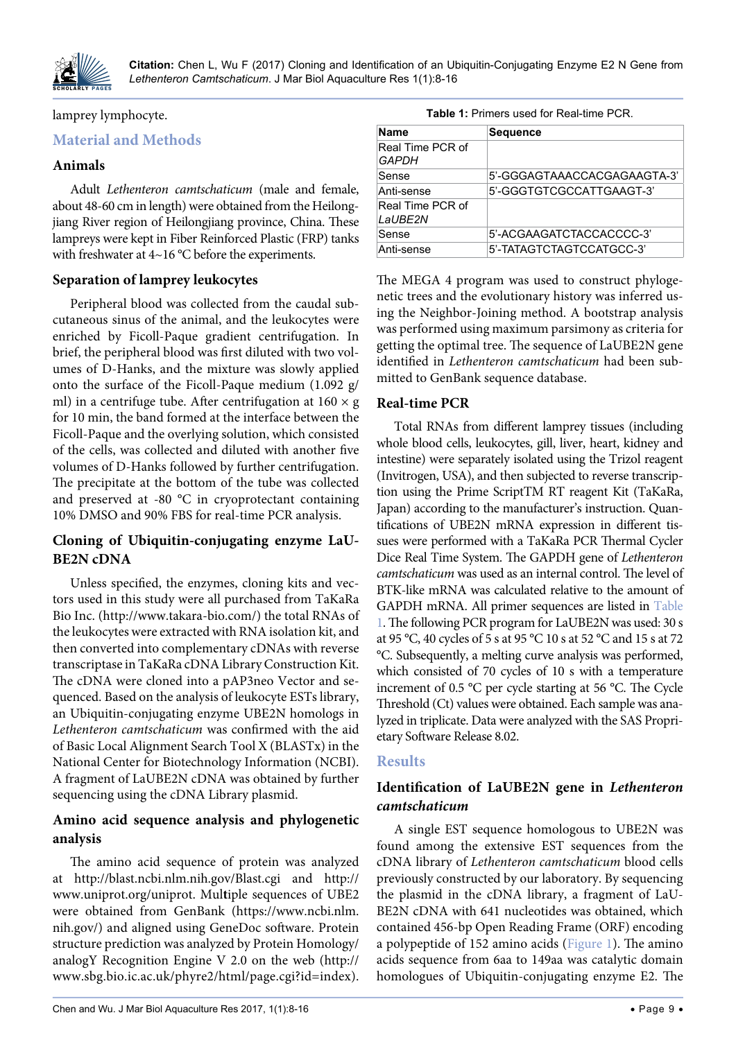lamprey lymphocyte.

## Material and Methods

### Animals

Adult *Lethenteron camtschaticum* (male and female, about 48-60 cm in length) were obtained from the Heilongjiang River region of Heilongjiang province, China. These lampreys were kept in Fiber Reinforced Plastic (FRP) tanks with freshwater at 4~16 °C before the experiments.

### Separation of lamprey leukocytes

Peripheral blood was collected from the caudal subcutaneous sinus of the animal, and the leukocytes were enriched by Ficoll-Paque gradient centrifugation. In brief, the peripheral blood was first diluted with two volumes of D-Hanks, and the mixture was slowly applied onto the surface of the Ficoll-Paque medium (1.092 g/ml) in a centrifuge tube. After centrifugation at 160 × g for 10 min, the band formed at the interface between the Ficoll-Paque and the overlying solution, which consisted of the cells, was collected and diluted with another five volumes of D-Hanks followed by further centrifugation. The precipitate at the bottom of the tube was collected and preserved at -80 °C in cryoprotectant containing 10% DMSO and 90% FBS for real-time PCR analysis.

### Cloning of Ubiquitin-conjugating enzyme LaUBE2N cDNA

Unless specified, the enzymes, cloning kits and vectors used in this study were all purchased from TaKaRa Bio Inc. (http://www.takara-bio.com/) the total RNAs of the leukocytes were extracted with RNA isolation kit, and then converted into complementary cDNAs with reverse transcriptase in TaKaRa cDNA Library Construction Kit. The cDNA were cloned into a pAP3neo Vector and sequenced. Based on the analysis of leukocyte ESTs library, an Ubiquitin-conjugating enzyme UBE2N homologs in *Lethenteron camtschaticum* was confirmed with the aid of Basic Local Alignment Search Tool X (BLASTx) in the National Center for Biotechnology Information (NCBI). A fragment of LaUBE2N cDNA was obtained by further sequencing using the cDNA Library plasmid.

### Amino acid sequence analysis and phylogenetic analysis

The amino acid sequence of protein was analyzed at http://blast.ncbi.nlm.nih.gov/Blast.cgi and http://www.uniprot.org/uniprot. Multiple sequences of UBE2 were obtained from GenBank (https://www.ncbi.nlm.nih.gov/) and aligned using GeneDoc software. Protein structure prediction was analyzed by Protein Homology/analogY Recognition Engine V 2.0 on the web (http://www.sbg.bio.ic.ac.uk/phyre2/html/page.cgi?id=index).

**Table 1:** Primers used for Real-time PCR.

| Name | Sequence |
|---|---|
| Real Time PCR of *GAPDH* | |
| Sense | 5'-GGGAGTAAACCACGAGAAGTA-3' |
| Anti-sense | 5'-GGGTGTCGCCATTGAAGT-3' |
| Real Time PCR of *LaUBE2N* | |
| Sense | 5'-ACGAAGATCTACCACCCC-3' |
| Anti-sense | 5'-TATAGTCTAGTCCATGCC-3' |

The MEGA 4 program was used to construct phylogenetic trees and the evolutionary history was inferred using the Neighbor-Joining method. A bootstrap analysis was performed using maximum parsimony as criteria for getting the optimal tree. The sequence of LaUBE2N gene identified in *Lethenteron camtschaticum* had been submitted to GenBank sequence database.

### Real-time PCR

Total RNAs from different lamprey tissues (including whole blood cells, leukocytes, gill, liver, heart, kidney and intestine) were separately isolated using the Trizol reagent (Invitrogen, USA), and then subjected to reverse transcription using the Prime ScriptTM RT reagent Kit (TaKaRa, Japan) according to the manufacturer's instruction. Quantifications of UBE2N mRNA expression in different tissues were performed with a TaKaRa PCR Thermal Cycler Dice Real Time System. The GAPDH gene of *Lethenteron camtschaticum* was used as an internal control. The level of BTK-like mRNA was calculated relative to the amount of GAPDH mRNA. All primer sequences are listed in Table 1. The following PCR program for LaUBE2N was used: 30 s at 95 °C, 40 cycles of 5 s at 95 °C 10 s at 52 °C and 15 s at 72 °C. Subsequently, a melting curve analysis was performed, which consisted of 70 cycles of 10 s with a temperature increment of 0.5 °C per cycle starting at 56 °C. The Cycle Threshold (Ct) values were obtained. Each sample was analyzed in triplicate. Data were analyzed with the SAS Proprietary Software Release 8.02.

## Results

### Identification of LaUBE2N gene in *Lethenteron camtschaticum*

A single EST sequence homologous to UBE2N was found among the extensive EST sequences from the cDNA library of *Lethenteron camtschaticum* blood cells previously constructed by our laboratory. By sequencing the plasmid in the cDNA library, a fragment of LaUBE2N cDNA with 641 nucleotides was obtained, which contained 456-bp Open Reading Frame (ORF) encoding a polypeptide of 152 amino acids (Figure 1). The amino acids sequence from 6aa to 149aa was catalytic domain homologues of Ubiquitin-conjugating enzyme E2. The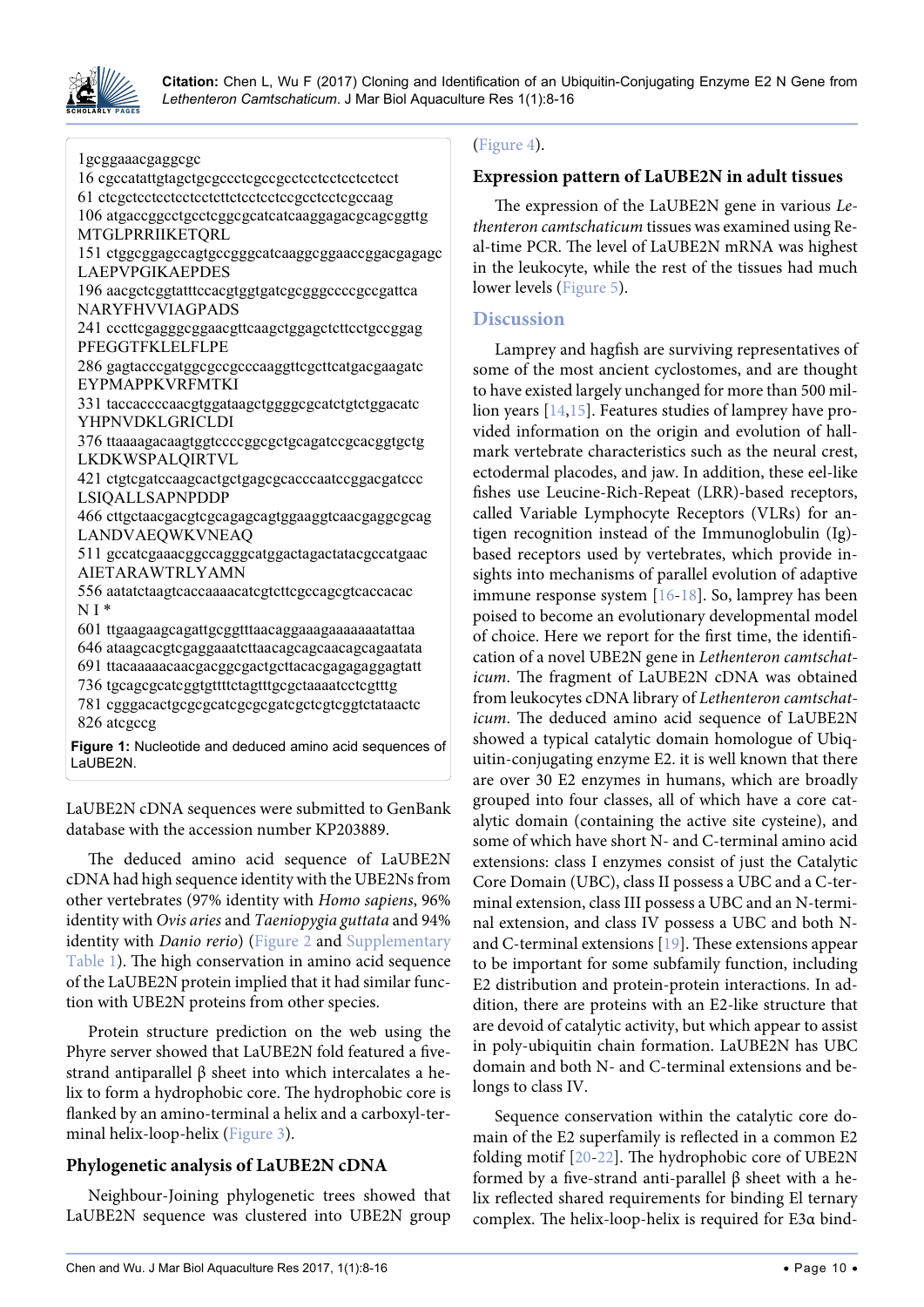```
1gcggaaacgaggcgc
16 cgccatattgtagctgcgccctcgccgcctcctcctcctcct
61 ctcgctcctcctcctcttctcctcctccgcctcctcgccaag
106 atgaccggcctgcctcggcgcatcatcaaggagacgcagcggttg
MTGLPRRIIKETQRL
151 ctggcggagccagtgccgggcatcaaggcggaaccggacgagagc
LAEPVPGIKAEPDES
196 aacgctcggtatttccacgtggtgatcgcgggccccgccgattca
NARYFHVVIAGPADS
241 cccttcgagggcggaacgttcaagctggagctcttcctgccggag
PFEGGTFKLELFLPE
286 gagtacccgatggcgccgcccaaggttcgcttcatgacgaagatc
EYPMAPPKVRFMTKI
331 taccaccccaacgtggataagctggggcgcatctgtctggacatc
YHPNVDKLGRICLDI
376 ttaaaagacaagtggtccccggcgctgcagatccgcacggtgctg
LKDKWSPALQIRTVL
421 ctgtcgatccaagcactgctgagcgcacccaatccggacgatccc
LSIQALLSAPNPDDP
466 cttgctaacgacgtcgcagagcagtggaaggtcaacgaggcgcag
LANDVAEQWKVNEAQ
511 gccatcgaaacggccagggcatggactagactatacgccatgaac
AIETARAWTRLYAMN
556 aatatctaagtcaccaaaacatcgtcttcgccagcgtcaccacac
N I *
601 ttgaagaagcagattgcggtttaacaggaaagaaaaaaatattaa
646 ataagcacgtcgaggaaatcttaacagcagcaacagcagaatata
691 ttacaaaaacaacgacggcgactgcttacacgagagaggagtatt
736 tgcagcgcatcggtgttttctagtttgcgctaaaatcctcgtttg
781 cgggacactgcgcgcatcgcgcgatcgctcgtcggtctataactc
826 atcgccg
```

Figure 1: Nucleotide and deduced amino acid sequences of LaUBE2N.

LaUBE2N cDNA sequences were submitted to GenBank database with the accession number KP203889.

The deduced amino acid sequence of LaUBE2N cDNA had high sequence identity with the UBE2Ns from other vertebrates (97% identity with *Homo sapiens*, 96% identity with *Ovis aries* and *Taeniopygia guttata* and 94% identity with *Danio rerio*) (Figure 2 and Supplementary Table 1). The high conservation in amino acid sequence of the LaUBE2N protein implied that it had similar function with UBE2N proteins from other species.

Protein structure prediction on the web using the Phyre server showed that LaUBE2N fold featured a five-strand antiparallel β sheet into which intercalates a helix to form a hydrophobic core. The hydrophobic core is flanked by an amino-terminal a helix and a carboxyl-terminal helix-loop-helix (Figure 3).

### Phylogenetic analysis of LaUBE2N cDNA

Neighbour-Joining phylogenetic trees showed that LaUBE2N sequence was clustered into UBE2N group (Figure 4).

### Expression pattern of LaUBE2N in adult tissues

The expression of the LaUBE2N gene in various *Lethenteron camtschaticum* tissues was examined using Real-time PCR. The level of LaUBE2N mRNA was highest in the leukocyte, while the rest of the tissues had much lower levels (Figure 5).

## Discussion

Lamprey and hagfish are surviving representatives of some of the most ancient cyclostomes, and are thought to have existed largely unchanged for more than 500 million years [14,15]. Features studies of lamprey have provided information on the origin and evolution of hallmark vertebrate characteristics such as the neural crest, ectodermal placodes, and jaw. In addition, these eel-like fishes use Leucine-Rich-Repeat (LRR)-based receptors, called Variable Lymphocyte Receptors (VLRs) for antigen recognition instead of the Immunoglobulin (Ig)-based receptors used by vertebrates, which provide insights into mechanisms of parallel evolution of adaptive immune response system [16-18]. So, lamprey has been poised to become an evolutionary developmental model of choice. Here we report for the first time, the identification of a novel UBE2N gene in *Lethenteron camtschaticum*. The fragment of LaUBE2N cDNA was obtained from leukocytes cDNA library of *Lethenteron camtschaticum*. The deduced amino acid sequence of LaUBE2N showed a typical catalytic domain homologue of Ubiquitin-conjugating enzyme E2. it is well known that there are over 30 E2 enzymes in humans, which are broadly grouped into four classes, all of which have a core catalytic domain (containing the active site cysteine), and some of which have short N- and C-terminal amino acid extensions: class I enzymes consist of just the Catalytic Core Domain (UBC), class II possess a UBC and a C-terminal extension, class III possess a UBC and an N-terminal extension, and class IV possess a UBC and both N- and C-terminal extensions [19]. These extensions appear to be important for some subfamily function, including E2 distribution and protein-protein interactions. In addition, there are proteins with an E2-like structure that are devoid of catalytic activity, but which appear to assist in poly-ubiquitin chain formation. LaUBE2N has UBC domain and both N- and C-terminal extensions and belongs to class IV.

Sequence conservation within the catalytic core domain of the E2 superfamily is reflected in a common E2 folding motif [20-22]. The hydrophobic core of UBE2N formed by a five-strand anti-parallel β sheet with a helix reflected shared requirements for binding El ternary complex. The helix-loop-helix is required for E3α bind-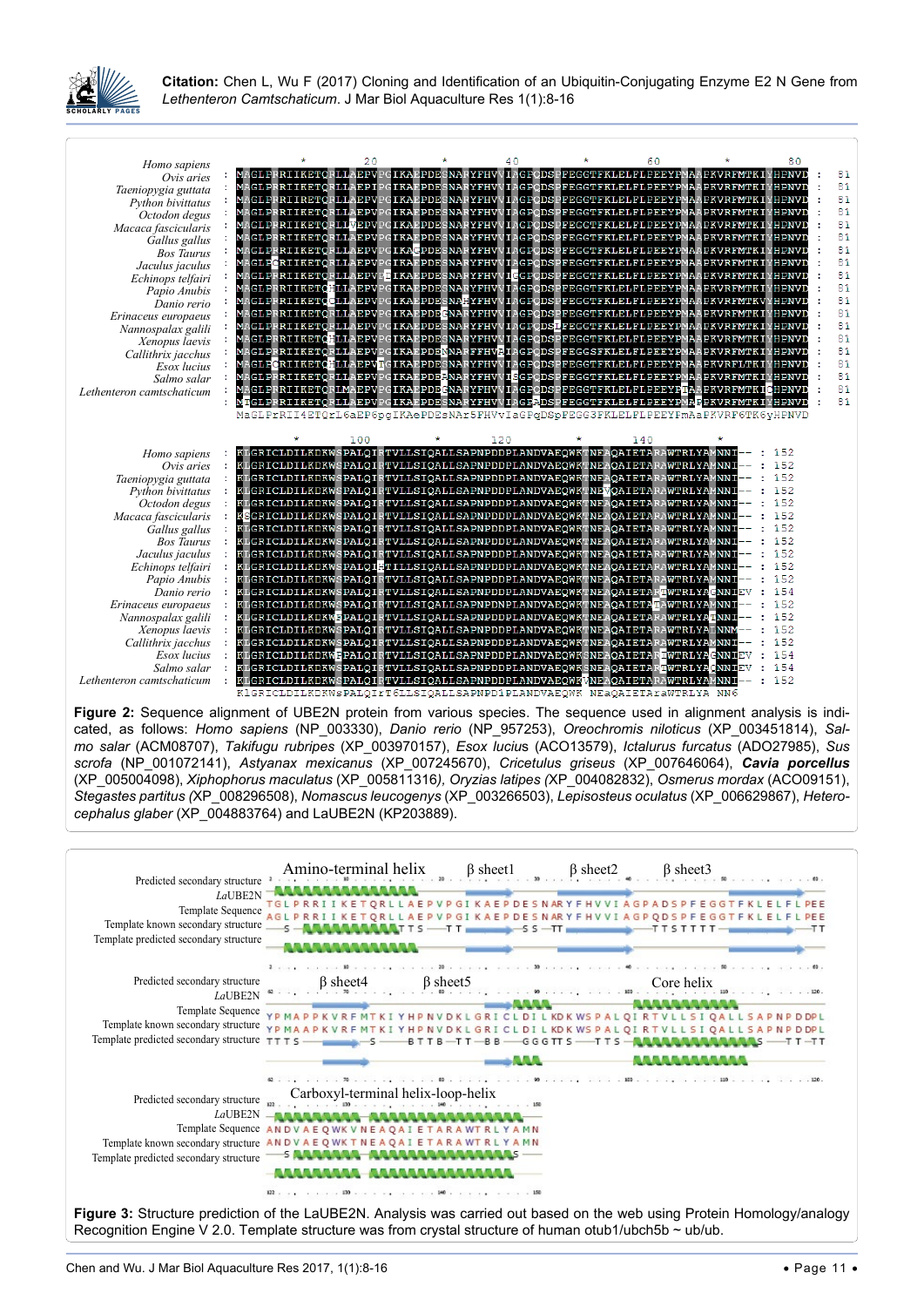**Figure 2:** Sequence alignment of UBE2N protein from various species. The sequence used in alignment analysis is indicated, as follows: *Homo sapiens* (NP_003330), *Danio rerio* (NP_957253), *Oreochromis niloticus* (XP_003451814), *Salmo salar* (ACM08707), *Takifugu rubripes* (XP_003970157), *Esox lucius* (ACO13579), *Ictalurus furcatus* (ADO27985), *Sus scrofa* (NP_001072141), *Astyanax mexicanus* (XP_007245670), *Cricetulus griseus* (XP_007646064), ***Cavia porcellus*** (XP_005004098), *Xiphophorus maculatus* (XP_005811316), *Oryzias latipes* (XP_004082832), *Osmerus mordax* (ACO09151), *Stegastes partitus* (XP_008296508), *Nomascus leucogenys* (XP_003266503), *Lepisosteus oculatus* (XP_006629867), *Heterocephalus glaber* (XP_004883764) and LaUBE2N (KP203889).

**Figure 3:** Structure prediction of the LaUBE2N. Analysis was carried out based on the web using Protein Homology/analogy Recognition Engine V 2.0. Template structure was from crystal structure of human otub1/ubch5b ~ ub/ub.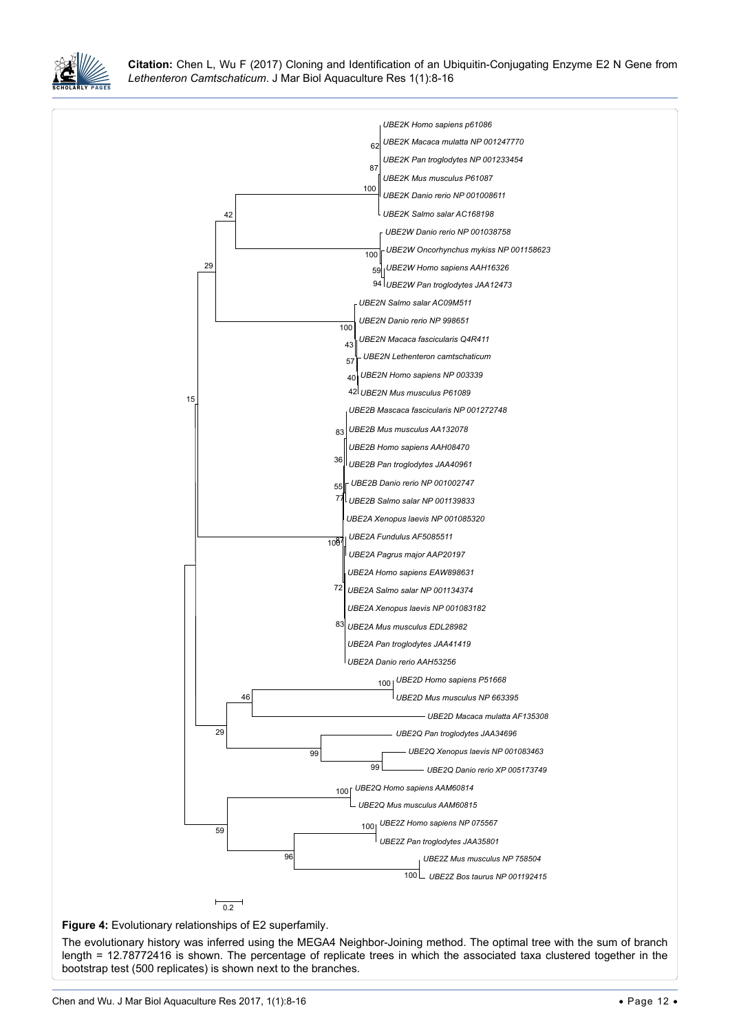**Figure 4:** Evolutionary relationships of E2 superfamily.

The evolutionary history was inferred using the MEGA4 Neighbor-Joining method. The optimal tree with the sum of branch length = 12.78772416 is shown. The percentage of replicate trees in which the associated taxa clustered together in the bootstrap test (500 replicates) is shown next to the branches.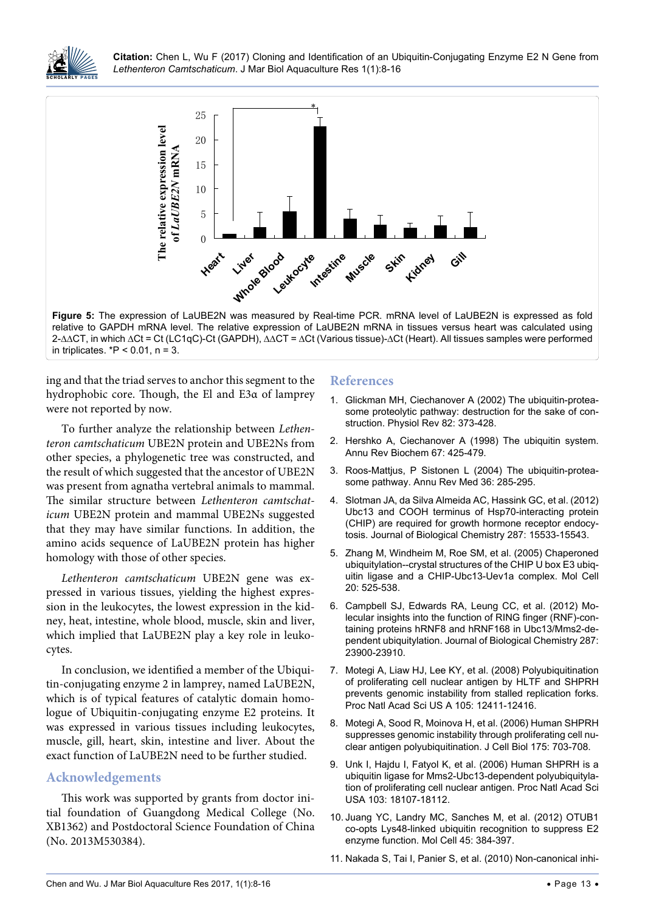**Figure 5:** The expression of LaUBE2N was measured by Real-time PCR. mRNA level of LaUBE2N is expressed as fold relative to GAPDH mRNA level. The relative expression of LaUBE2N mRNA in tissues versus heart was calculated using $2^{-\Delta\Delta CT}$, in which $\Delta Ct$ = Ct (LC1qC)-Ct (GAPDH), $\Delta\Delta CT$ = $\Delta Ct$ (Various tissue)-$\Delta Ct$ (Heart). All tissues samples were performed in triplicates. *$P < 0.01$, n = 3.

ing and that the triad serves to anchor this segment to the hydrophobic core. Though, the El and E3α of lamprey were not reported by now.

To further analyze the relationship between *Lethenteron camtschaticum* UBE2N protein and UBE2Ns from other species, a phylogenetic tree was constructed, and the result of which suggested that the ancestor of UBE2N was present from agnatha vertebral animals to mammal. The similar structure between *Lethenteron camtschaticum* UBE2N protein and mammal UBE2Ns suggested that they may have similar functions. In addition, the amino acids sequence of LaUBE2N protein has higher homology with those of other species.

*Lethenteron camtschaticum* UBE2N gene was expressed in various tissues, yielding the highest expression in the leukocytes, the lowest expression in the kidney, heat, intestine, whole blood, muscle, skin and liver, which implied that LaUBE2N play a key role in leukocytes.

In conclusion, we identified a member of the Ubiquitin-conjugating enzyme 2 in lamprey, named LaUBE2N, which is of typical features of catalytic domain homologue of Ubiquitin-conjugating enzyme E2 proteins. It was expressed in various tissues including leukocytes, muscle, gill, heart, skin, intestine and liver. About the exact function of LaUBE2N need to be further studied.

## Acknowledgements

This work was supported by grants from doctor initial foundation of Guangdong Medical College (No. XB1362) and Postdoctoral Science Foundation of China (No. 2013M530384).

## References

1. Glickman MH, Ciechanover A (2002) The ubiquitin-proteasome proteolytic pathway: destruction for the sake of construction. Physiol Rev 82: 373-428.
2. Hershko A, Ciechanover A (1998) The ubiquitin system. Annu Rev Biochem 67: 425-479.
3. Roos-Mattjus, P Sistonen L (2004) The ubiquitin-proteasome pathway. Annu Rev Med 36: 285-295.
4. Slotman JA, da Silva Almeida AC, Hassink GC, et al. (2012) Ubc13 and COOH terminus of Hsp70-interacting protein (CHIP) are required for growth hormone receptor endocytosis. Journal of Biological Chemistry 287: 15533-15543.
5. Zhang M, Windheim M, Roe SM, et al. (2005) Chaperoned ubiquitylation--crystal structures of the CHIP U box E3 ubiquitin ligase and a CHIP-Ubc13-Uev1a complex. Mol Cell 20: 525-538.
6. Campbell SJ, Edwards RA, Leung CC, et al. (2012) Molecular insights into the function of RING finger (RNF)-containing proteins hRNF8 and hRNF168 in Ubc13/Mms2-dependent ubiquitylation. Journal of Biological Chemistry 287: 23900-23910.
7. Motegi A, Liaw HJ, Lee KY, et al. (2008) Polyubiquitination of proliferating cell nuclear antigen by HLTF and SHPRH prevents genomic instability from stalled replication forks. Proc Natl Acad Sci US A 105: 12411-12416.
8. Motegi A, Sood R, Moinova H, et al. (2006) Human SHPRH suppresses genomic instability through proliferating cell nuclear antigen polyubiquitination. J Cell Biol 175: 703-708.
9. Unk I, Hajdu I, Fatyol K, et al. (2006) Human SHPRH is a ubiquitin ligase for Mms2-Ubc13-dependent polyubiquitylation of proliferating cell nuclear antigen. Proc Natl Acad Sci USA 103: 18107-18112.
10. Juang YC, Landry MC, Sanches M, et al. (2012) OTUB1 co-opts Lys48-linked ubiquitin recognition to suppress E2 enzyme function. Mol Cell 45: 384-397.
11. Nakada S, Tai I, Panier S, et al. (2010) Non-canonical inhi-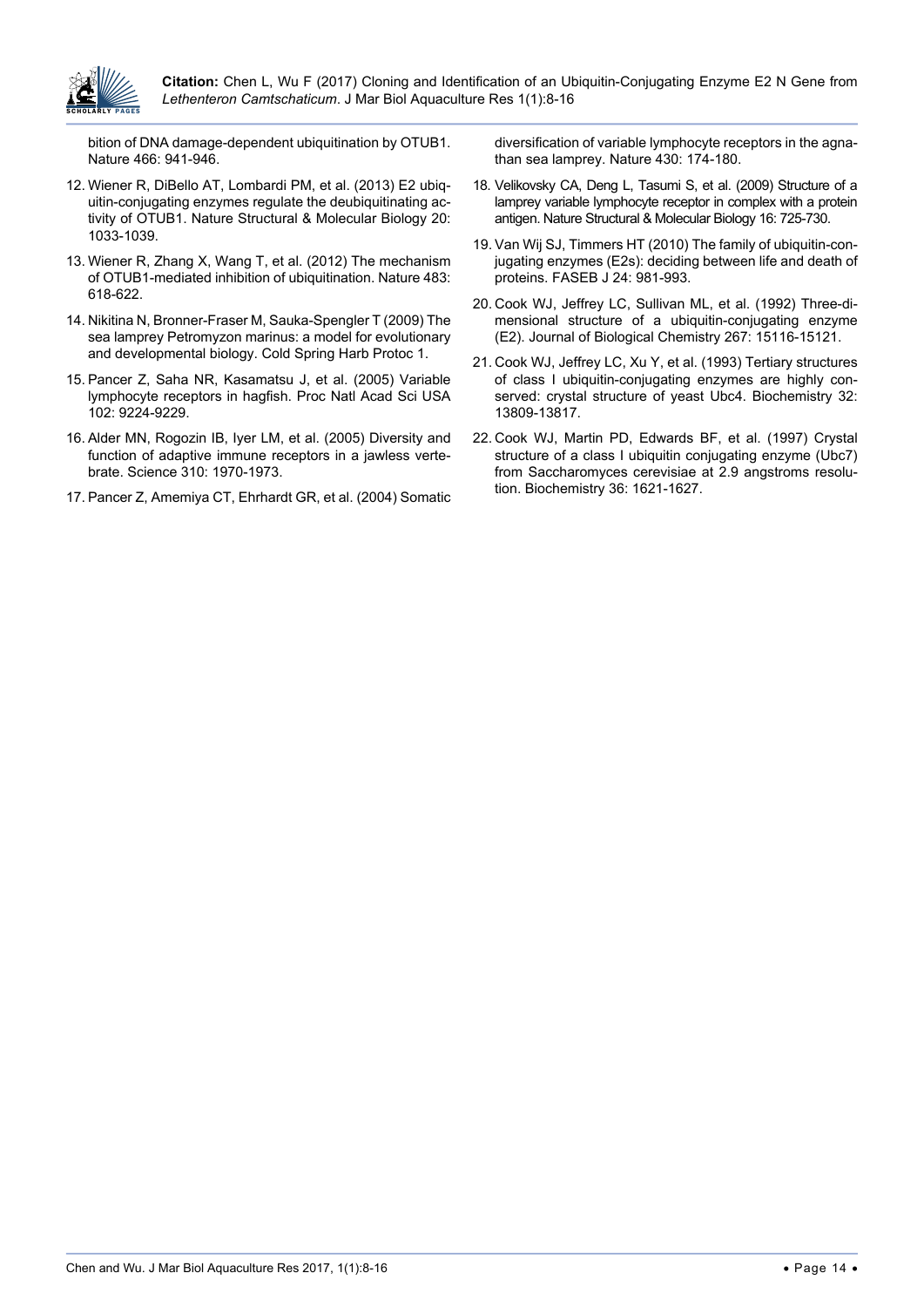bition of DNA damage-dependent ubiquitination by OTUB1. Nature 466: 941-946.

12. Wiener R, DiBello AT, Lombardi PM, et al. (2013) E2 ubiquitin-conjugating enzymes regulate the deubiquitinating activity of OTUB1. Nature Structural & Molecular Biology 20: 1033-1039.
13. Wiener R, Zhang X, Wang T, et al. (2012) The mechanism of OTUB1-mediated inhibition of ubiquitination. Nature 483: 618-622.
14. Nikitina N, Bronner-Fraser M, Sauka-Spengler T (2009) The sea lamprey Petromyzon marinus: a model for evolutionary and developmental biology. Cold Spring Harb Protoc 1.
15. Pancer Z, Saha NR, Kasamatsu J, et al. (2005) Variable lymphocyte receptors in hagfish. Proc Natl Acad Sci USA 102: 9224-9229.
16. Alder MN, Rogozin IB, Iyer LM, et al. (2005) Diversity and function of adaptive immune receptors in a jawless vertebrate. Science 310: 1970-1973.
17. Pancer Z, Amemiya CT, Ehrhardt GR, et al. (2004) Somatic diversification of variable lymphocyte receptors in the agnathan sea lamprey. Nature 430: 174-180.
18. Velikovsky CA, Deng L, Tasumi S, et al. (2009) Structure of a lamprey variable lymphocyte receptor in complex with a protein antigen. Nature Structural & Molecular Biology 16: 725-730.
19. Van Wij SJ, Timmers HT (2010) The family of ubiquitin-conjugating enzymes (E2s): deciding between life and death of proteins. FASEB J 24: 981-993.
20. Cook WJ, Jeffrey LC, Sullivan ML, et al. (1992) Three-dimensional structure of a ubiquitin-conjugating enzyme (E2). Journal of Biological Chemistry 267: 15116-15121.
21. Cook WJ, Jeffrey LC, Xu Y, et al. (1993) Tertiary structures of class I ubiquitin-conjugating enzymes are highly conserved: crystal structure of yeast Ubc4. Biochemistry 32: 13809-13817.
22. Cook WJ, Martin PD, Edwards BF, et al. (1997) Crystal structure of a class I ubiquitin conjugating enzyme (Ubc7) from Saccharomyces cerevisiae at 2.9 angstroms resolution. Biochemistry 36: 1621-1627.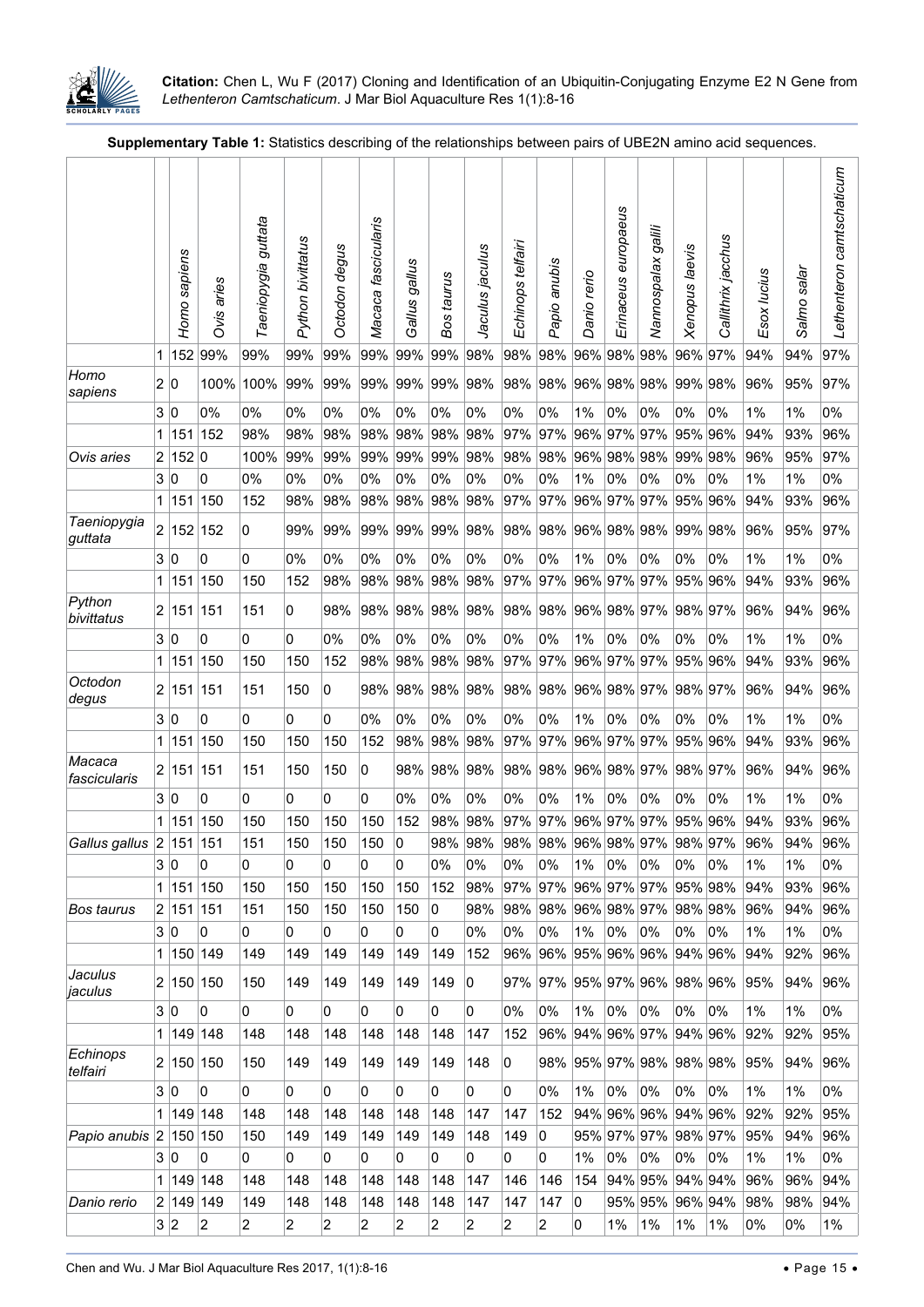**Supplementary Table 1:** Statistics describing of the relationships between pairs of UBE2N amino acid sequences.

| | | *Homo sapiens* | *Ovis aries* | *Taeniopygia guttata* | *Python bivittatus* | *Octodon degus* | *Macaca fascicularis* | *Gallus gallus* | *Bos taurus* | *Jaculus jaculus* | *Echinops telfairi* | *Papio anubis* | *Danio rerio* | *Erinaceus europaeus* | *Nannospalax galili* | *Xenopus laevis* | *Callithrix jacchus* | *Esox lucius* | *Salmo salar* | *Lethenteron camtschaticum* |
|---|---|---|---|---|---|---|---|---|---|---|---|---|---|---|---|---|---|---|---|---|
| | 1 | 152 | 99% | 99% | 99% | 99% | 99% | 99% | 99% | 98% | 98% | 98% | 96% | 98% | 98% | 96% | 97% | 94% | 94% | 97% |
| *Homo sapiens* | 2 | 0 | 100% | 100% | 99% | 99% | 99% | 99% | 99% | 98% | 98% | 98% | 96% | 98% | 98% | 99% | 98% | 96% | 95% | 97% |
| | 3 | 0 | 0% | 0% | 0% | 0% | 0% | 0% | 0% | 0% | 0% | 0% | 1% | 0% | 0% | 0% | 0% | 1% | 1% | 0% |
| | 1 | 151 | 152 | 98% | 98% | 98% | 98% | 98% | 98% | 98% | 97% | 97% | 96% | 97% | 97% | 95% | 96% | 94% | 93% | 96% |
| *Ovis aries* | 2 | 152 | 0 | 100% | 99% | 99% | 99% | 99% | 99% | 98% | 98% | 98% | 96% | 98% | 98% | 99% | 98% | 96% | 95% | 97% |
| | 3 | 0 | 0 | 0% | 0% | 0% | 0% | 0% | 0% | 0% | 0% | 0% | 1% | 0% | 0% | 0% | 0% | 1% | 1% | 0% |
| | 1 | 151 | 150 | 152 | 98% | 98% | 98% | 98% | 98% | 98% | 97% | 97% | 96% | 97% | 97% | 95% | 96% | 94% | 93% | 96% |
| *Taeniopygia guttata* | 2 | 152 | 152 | 0 | 99% | 99% | 99% | 99% | 99% | 98% | 98% | 98% | 96% | 98% | 98% | 99% | 98% | 96% | 95% | 97% |
| | 3 | 0 | 0 | 0 | 0% | 0% | 0% | 0% | 0% | 0% | 0% | 0% | 1% | 0% | 0% | 0% | 0% | 1% | 1% | 0% |
| | 1 | 151 | 150 | 150 | 152 | 98% | 98% | 98% | 98% | 98% | 97% | 97% | 96% | 97% | 97% | 95% | 96% | 94% | 93% | 96% |
| *Python bivittatus* | 2 | 151 | 151 | 151 | 0 | 98% | 98% | 98% | 98% | 98% | 98% | 98% | 96% | 98% | 97% | 98% | 97% | 96% | 94% | 96% |
| | 3 | 0 | 0 | 0 | 0 | 0% | 0% | 0% | 0% | 0% | 0% | 0% | 1% | 0% | 0% | 0% | 0% | 1% | 1% | 0% |
| | 1 | 151 | 150 | 150 | 150 | 152 | 98% | 98% | 98% | 98% | 97% | 97% | 96% | 97% | 97% | 95% | 96% | 94% | 93% | 96% |
| *Octodon degus* | 2 | 151 | 151 | 151 | 150 | 0 | 98% | 98% | 98% | 98% | 98% | 98% | 96% | 98% | 97% | 98% | 97% | 96% | 94% | 96% |
| | 3 | 0 | 0 | 0 | 0 | 0 | 0% | 0% | 0% | 0% | 0% | 0% | 1% | 0% | 0% | 0% | 0% | 1% | 1% | 0% |
| | 1 | 151 | 150 | 150 | 150 | 150 | 152 | 98% | 98% | 98% | 97% | 97% | 96% | 97% | 97% | 95% | 96% | 94% | 93% | 96% |
| *Macaca fascicularis* | 2 | 151 | 151 | 151 | 150 | 150 | 0 | 98% | 98% | 98% | 98% | 98% | 96% | 98% | 97% | 98% | 97% | 96% | 94% | 96% |
| | 3 | 0 | 0 | 0 | 0 | 0 | 0 | 0% | 0% | 0% | 0% | 0% | 1% | 0% | 0% | 0% | 0% | 1% | 1% | 0% |
| | 1 | 151 | 150 | 150 | 150 | 150 | 150 | 152 | 98% | 98% | 97% | 97% | 96% | 97% | 97% | 95% | 96% | 94% | 93% | 96% |
| *Gallus gallus* | 2 | 151 | 151 | 151 | 150 | 150 | 150 | 0 | 98% | 98% | 98% | 98% | 96% | 98% | 97% | 98% | 97% | 96% | 94% | 96% |
| | 3 | 0 | 0 | 0 | 0 | 0 | 0 | 0 | 0% | 0% | 0% | 0% | 1% | 0% | 0% | 0% | 0% | 1% | 1% | 0% |
| | 1 | 151 | 150 | 150 | 150 | 150 | 150 | 150 | 152 | 98% | 97% | 97% | 96% | 97% | 97% | 95% | 98% | 94% | 93% | 96% |
| *Bos taurus* | 2 | 151 | 151 | 151 | 150 | 150 | 150 | 150 | 0 | 98% | 98% | 98% | 96% | 98% | 97% | 98% | 98% | 96% | 94% | 96% |
| | 3 | 0 | 0 | 0 | 0 | 0 | 0 | 0 | 0 | 0% | 0% | 0% | 1% | 0% | 0% | 0% | 0% | 1% | 1% | 0% |
| | 1 | 150 | 149 | 149 | 149 | 149 | 149 | 149 | 149 | 152 | 96% | 96% | 95% | 96% | 96% | 94% | 96% | 94% | 92% | 96% |
| *Jaculus jaculus* | 2 | 150 | 150 | 150 | 149 | 149 | 149 | 149 | 149 | 0 | 97% | 97% | 95% | 97% | 96% | 98% | 96% | 95% | 94% | 96% |
| | 3 | 0 | 0 | 0 | 0 | 0 | 0 | 0 | 0 | 0 | 0% | 0% | 1% | 0% | 0% | 0% | 0% | 1% | 1% | 0% |
| | 1 | 149 | 148 | 148 | 148 | 148 | 148 | 148 | 148 | 147 | 152 | 96% | 94% | 96% | 97% | 94% | 96% | 92% | 92% | 95% |
| *Echinops telfairi* | 2 | 150 | 150 | 150 | 149 | 149 | 149 | 149 | 149 | 148 | 0 | 98% | 95% | 97% | 98% | 98% | 98% | 95% | 94% | 96% |
| | 3 | 0 | 0 | 0 | 0 | 0 | 0 | 0 | 0 | 0 | 0 | 0% | 1% | 0% | 0% | 0% | 0% | 1% | 1% | 0% |
| | 1 | 149 | 148 | 148 | 148 | 148 | 148 | 148 | 148 | 147 | 147 | 152 | 94% | 96% | 96% | 94% | 96% | 92% | 92% | 95% |
| *Papio anubis* | 2 | 150 | 150 | 150 | 149 | 149 | 149 | 149 | 149 | 148 | 149 | 0 | 95% | 97% | 97% | 98% | 97% | 95% | 94% | 96% |
| | 3 | 0 | 0 | 0 | 0 | 0 | 0 | 0 | 0 | 0 | 0 | 0 | 1% | 0% | 0% | 0% | 0% | 1% | 1% | 0% |
| | 1 | 149 | 148 | 148 | 148 | 148 | 148 | 148 | 148 | 147 | 146 | 146 | 154 | 94% | 95% | 94% | 94% | 96% | 96% | 94% |
| *Danio rerio* | 2 | 149 | 149 | 149 | 148 | 148 | 148 | 148 | 148 | 147 | 147 | 147 | 0 | 95% | 95% | 96% | 94% | 98% | 98% | 94% |
| | 3 | 2 | 2 | 2 | 2 | 2 | 2 | 2 | 2 | 2 | 2 | 2 | 0 | 1% | 1% | 1% | 1% | 0% | 0% | 1% |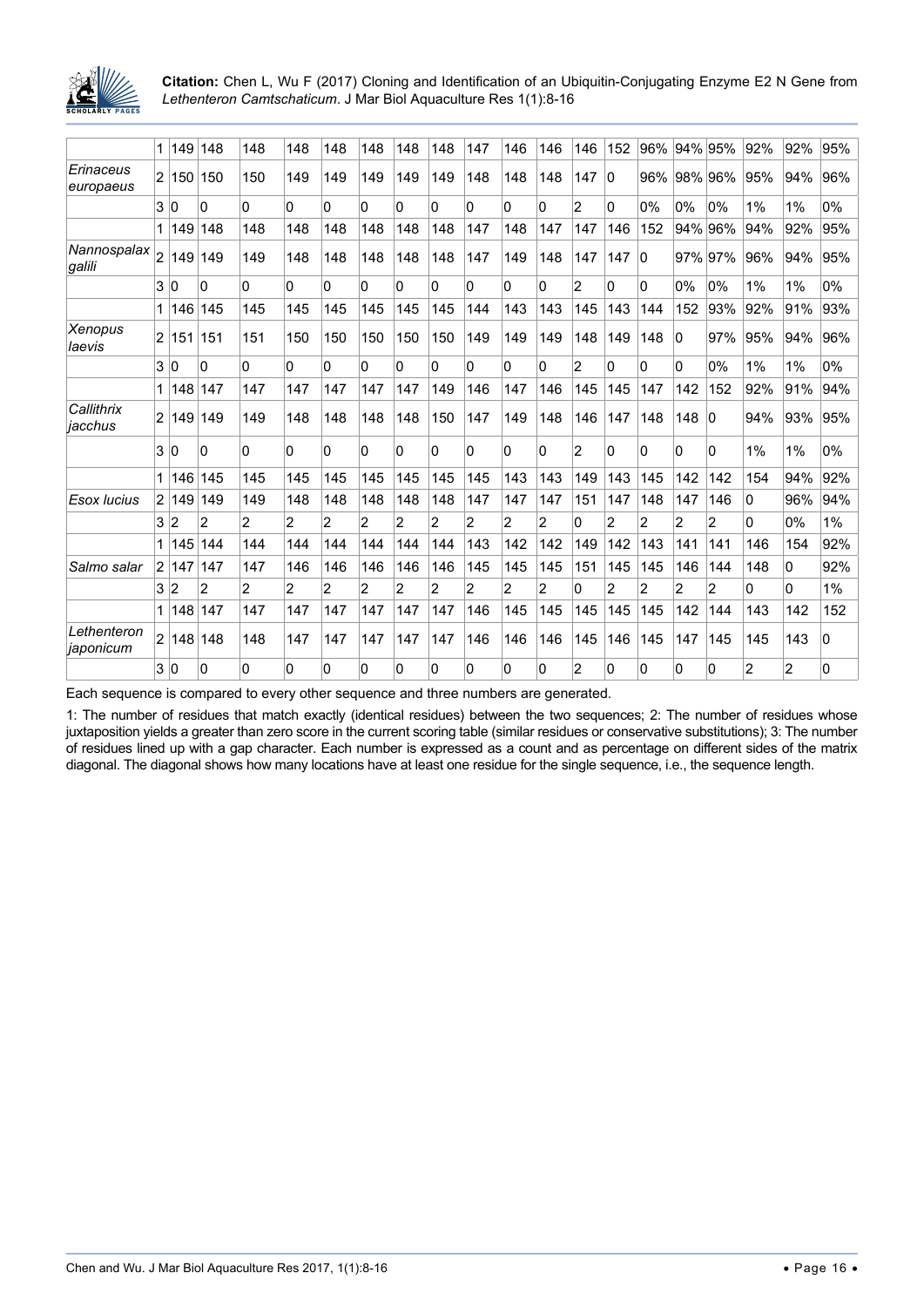| | | | | | | | | | | | | | | | | | | | | | |
|---|---|---|---|---|---|---|---|---|---|---|---|---|---|---|---|---|---|---|---|---|---|
| | 1 | 149 | 148 | 148 | 148 | 148 | 148 | 148 | 148 | 147 | 146 | 146 | 146 | 152 | 96% | 94% | 95% | 92% | 92% | 95% |
| *Erinaceus europaeus* | 2 | 150 | 150 | 150 | 149 | 149 | 149 | 149 | 149 | 148 | 148 | 148 | 147 | 0 | 96% | 98% | 96% | 95% | 94% | 96% |
| | 3 | 0 | 0 | 0 | 0 | 0 | 0 | 0 | 0 | 0 | 0 | 0 | 2 | 0 | 0% | 0% | 0% | 1% | 1% | 0% |
| | 1 | 149 | 148 | 148 | 148 | 148 | 148 | 148 | 148 | 147 | 148 | 147 | 147 | 146 | 152 | 94% | 96% | 94% | 92% | 95% |
| *Nannospalax galili* | 2 | 149 | 149 | 149 | 148 | 148 | 148 | 148 | 148 | 147 | 149 | 148 | 147 | 147 | 0 | 97% | 97% | 96% | 94% | 95% |
| | 3 | 0 | 0 | 0 | 0 | 0 | 0 | 0 | 0 | 0 | 0 | 0 | 2 | 0 | 0 | 0% | 0% | 1% | 1% | 0% |
| | 1 | 146 | 145 | 145 | 145 | 145 | 145 | 145 | 145 | 144 | 143 | 143 | 145 | 143 | 144 | 152 | 93% | 92% | 91% | 93% |
| *Xenopus laevis* | 2 | 151 | 151 | 151 | 150 | 150 | 150 | 150 | 150 | 149 | 149 | 149 | 148 | 149 | 148 | 0 | 97% | 95% | 94% | 96% |
| | 3 | 0 | 0 | 0 | 0 | 0 | 0 | 0 | 0 | 0 | 0 | 0 | 2 | 0 | 0 | 0 | 0% | 1% | 1% | 0% |
| | 1 | 148 | 147 | 147 | 147 | 147 | 147 | 147 | 149 | 146 | 147 | 146 | 145 | 145 | 147 | 142 | 152 | 92% | 91% | 94% |
| *Callithrix jacchus* | 2 | 149 | 149 | 149 | 148 | 148 | 148 | 148 | 150 | 147 | 149 | 148 | 146 | 147 | 148 | 148 | 0 | 94% | 93% | 95% |
| | 3 | 0 | 0 | 0 | 0 | 0 | 0 | 0 | 0 | 0 | 0 | 0 | 2 | 0 | 0 | 0 | 0 | 1% | 1% | 0% |
| | 1 | 146 | 145 | 145 | 145 | 145 | 145 | 145 | 145 | 145 | 143 | 143 | 149 | 143 | 145 | 142 | 142 | 154 | 94% | 92% |
| *Esox lucius* | 2 | 149 | 149 | 149 | 148 | 148 | 148 | 148 | 148 | 147 | 147 | 147 | 151 | 147 | 148 | 147 | 146 | 0 | 96% | 94% |
| | 3 | 2 | 2 | 2 | 2 | 2 | 2 | 2 | 2 | 2 | 2 | 2 | 0 | 2 | 2 | 2 | 2 | 0 | 0% | 1% |
| | 1 | 145 | 144 | 144 | 144 | 144 | 144 | 144 | 144 | 143 | 142 | 142 | 149 | 142 | 143 | 141 | 141 | 146 | 154 | 92% |
| *Salmo salar* | 2 | 147 | 147 | 147 | 146 | 146 | 146 | 146 | 146 | 145 | 145 | 145 | 151 | 145 | 145 | 146 | 144 | 148 | 0 | 92% |
| | 3 | 2 | 2 | 2 | 2 | 2 | 2 | 2 | 2 | 2 | 2 | 2 | 0 | 2 | 2 | 2 | 2 | 0 | 0 | 1% |
| | 1 | 148 | 147 | 147 | 147 | 147 | 147 | 147 | 147 | 146 | 145 | 145 | 145 | 145 | 145 | 142 | 144 | 143 | 142 | 152 |
| *Lethenteron japonicum* | 2 | 148 | 148 | 148 | 147 | 147 | 147 | 147 | 147 | 146 | 146 | 146 | 145 | 146 | 145 | 147 | 145 | 145 | 143 | 0 |
| | 3 | 0 | 0 | 0 | 0 | 0 | 0 | 0 | 0 | 0 | 0 | 0 | 2 | 0 | 0 | 0 | 0 | 2 | 2 | 0 |

Each sequence is compared to every other sequence and three numbers are generated.

1: The number of residues that match exactly (identical residues) between the two sequences; 2: The number of residues whose juxtaposition yields a greater than zero score in the current scoring table (similar residues or conservative substitutions); 3: The number of residues lined up with a gap character. Each number is expressed as a count and as percentage on different sides of the matrix diagonal. The diagonal shows how many locations have at least one residue for the single sequence, i.e., the sequence length.